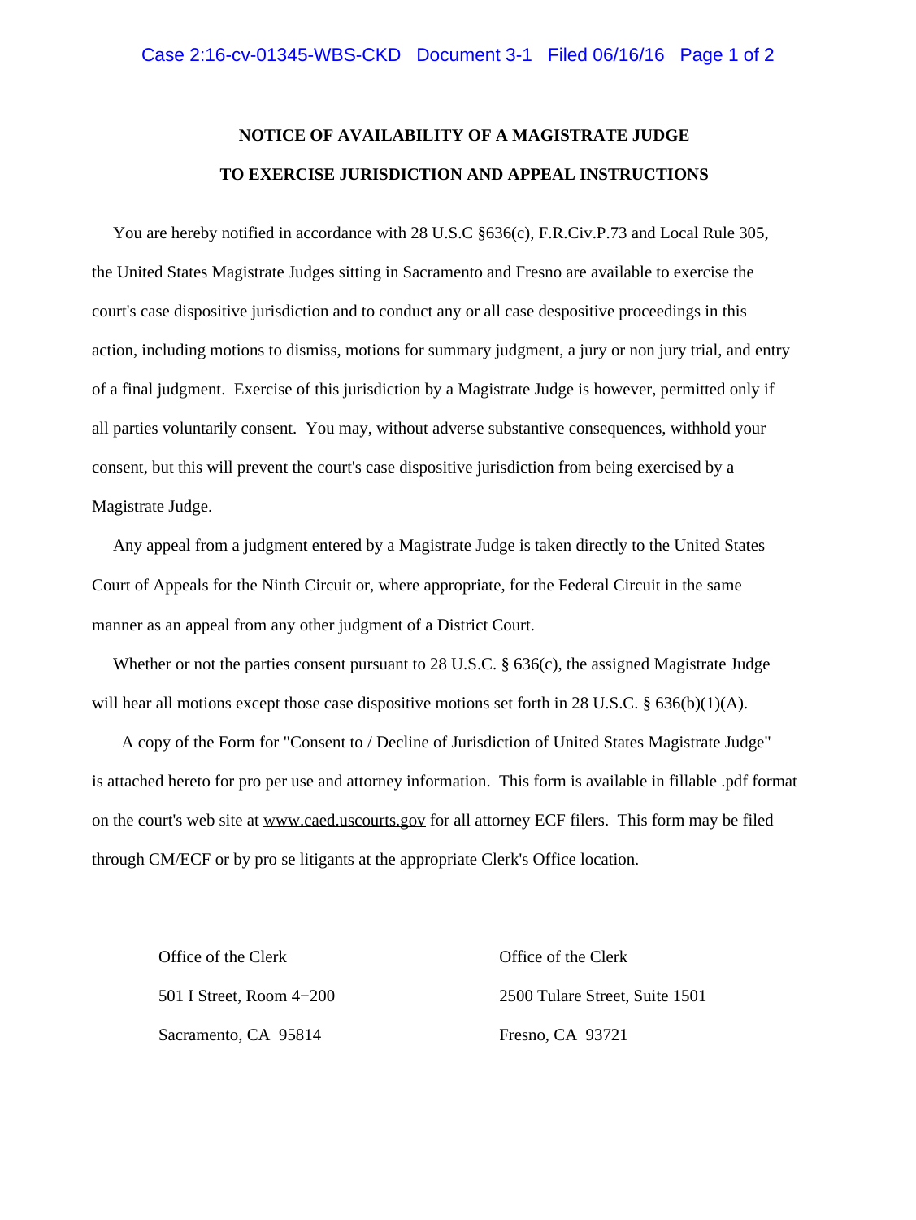# NOTICE OF AVAILABILITY OF A MAGISTRATE JUDGE
# TO EXERCISE JURISDICTION AND APPEAL INSTRUCTIONS

You are hereby notified in accordance with 28 U.S.C §636(c), F.R.Civ.P.73 and Local Rule 305, the United States Magistrate Judges sitting in Sacramento and Fresno are available to exercise the court's case dispositive jurisdiction and to conduct any or all case despositive proceedings in this action, including motions to dismiss, motions for summary judgment, a jury or non jury trial, and entry of a final judgment. Exercise of this jurisdiction by a Magistrate Judge is however, permitted only if all parties voluntarily consent. You may, without adverse substantive consequences, withhold your consent, but this will prevent the court's case dispositive jurisdiction from being exercised by a Magistrate Judge.

Any appeal from a judgment entered by a Magistrate Judge is taken directly to the United States Court of Appeals for the Ninth Circuit or, where appropriate, for the Federal Circuit in the same manner as an appeal from any other judgment of a District Court.

Whether or not the parties consent pursuant to 28 U.S.C. § 636(c), the assigned Magistrate Judge will hear all motions except those case dispositive motions set forth in 28 U.S.C. § 636(b)(1)(A).

A copy of the Form for "Consent to / Decline of Jurisdiction of United States Magistrate Judge" is attached hereto for pro per use and attorney information. This form is available in fillable .pdf format on the court's web site at www.caed.uscourts.gov for all attorney ECF filers. This form may be filed through CM/ECF or by pro se litigants at the appropriate Clerk's Office location.

Office of the Clerk
501 I Street, Room 4−200
Sacramento, CA 95814

Office of the Clerk
2500 Tulare Street, Suite 1501
Fresno, CA 93721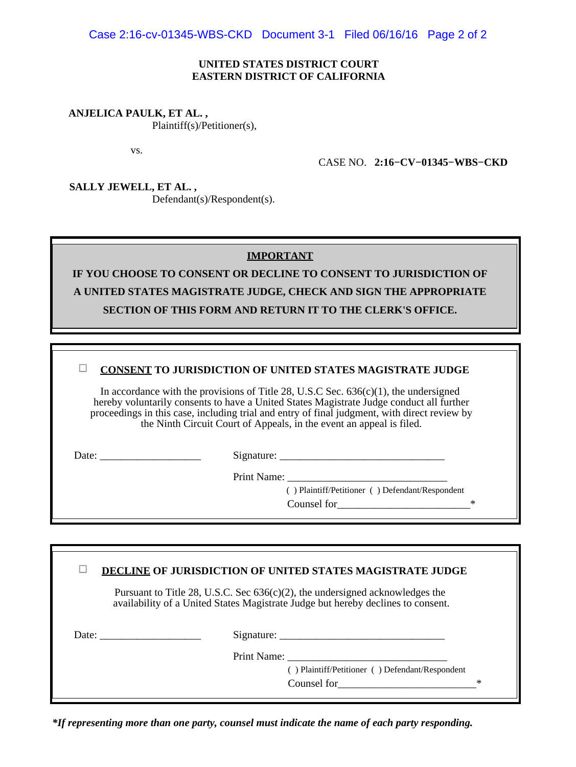**UNITED STATES DISTRICT COURT**
**EASTERN DISTRICT OF CALIFORNIA**

**ANJELICA PAULK, ET AL. ,**
Plaintiff(s)/Petitioner(s),

vs.

CASE NO. **2:16−CV−01345−WBS−CKD**

**SALLY JEWELL, ET AL. ,**
Defendant(s)/Respondent(s).

**IMPORTANT**

**IF YOU CHOOSE TO CONSENT OR DECLINE TO CONSENT TO JURISDICTION OF A UNITED STATES MAGISTRATE JUDGE, CHECK AND SIGN THE APPROPRIATE SECTION OF THIS FORM AND RETURN IT TO THE CLERK'S OFFICE.**

☐ **CONSENT TO JURISDICTION OF UNITED STATES MAGISTRATE JUDGE**

In accordance with the provisions of Title 28, U.S.C Sec. 636(c)(1), the undersigned hereby voluntarily consents to have a United States Magistrate Judge conduct all further proceedings in this case, including trial and entry of final judgment, with direct review by the Ninth Circuit Court of Appeals, in the event an appeal is filed.

Date: ___________________ Signature: _______________________________

Print Name: ______________________________

( ) Plaintiff/Petitioner ( ) Defendant/Respondent

Counsel for_________________________*

☐ **DECLINE OF JURISDICTION OF UNITED STATES MAGISTRATE JUDGE**

Pursuant to Title 28, U.S.C. Sec 636(c)(2), the undersigned acknowledges the availability of a United States Magistrate Judge but hereby declines to consent.

Date: ___________________ Signature: _______________________________

Print Name: ______________________________

( ) Plaintiff/Petitioner ( ) Defendant/Respondent

Counsel for__________________________*

***If representing more than one party, counsel must indicate the name of each party responding.***